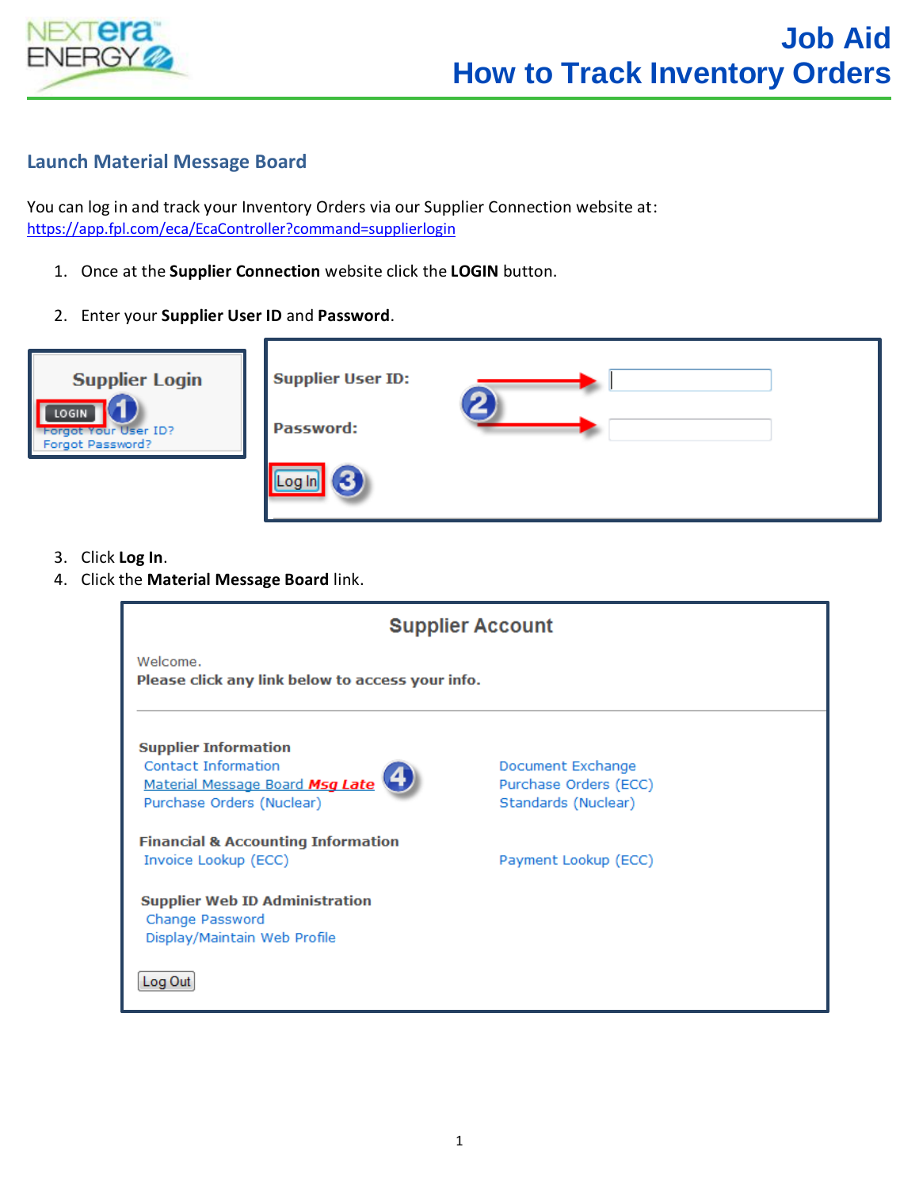# Job Aid
# How to Track Inventory Orders

## Launch Material Message Board

You can log in and track your Inventory Orders via our Supplier Connection website at:
https://app.fpl.com/eca/EcaController?command=supplierlogin

1. Once at the **Supplier Connection** website click the **LOGIN** button.
2. Enter your **Supplier User ID** and **Password**.
3. Click **Log In**.
4. Click the **Material Message Board** link.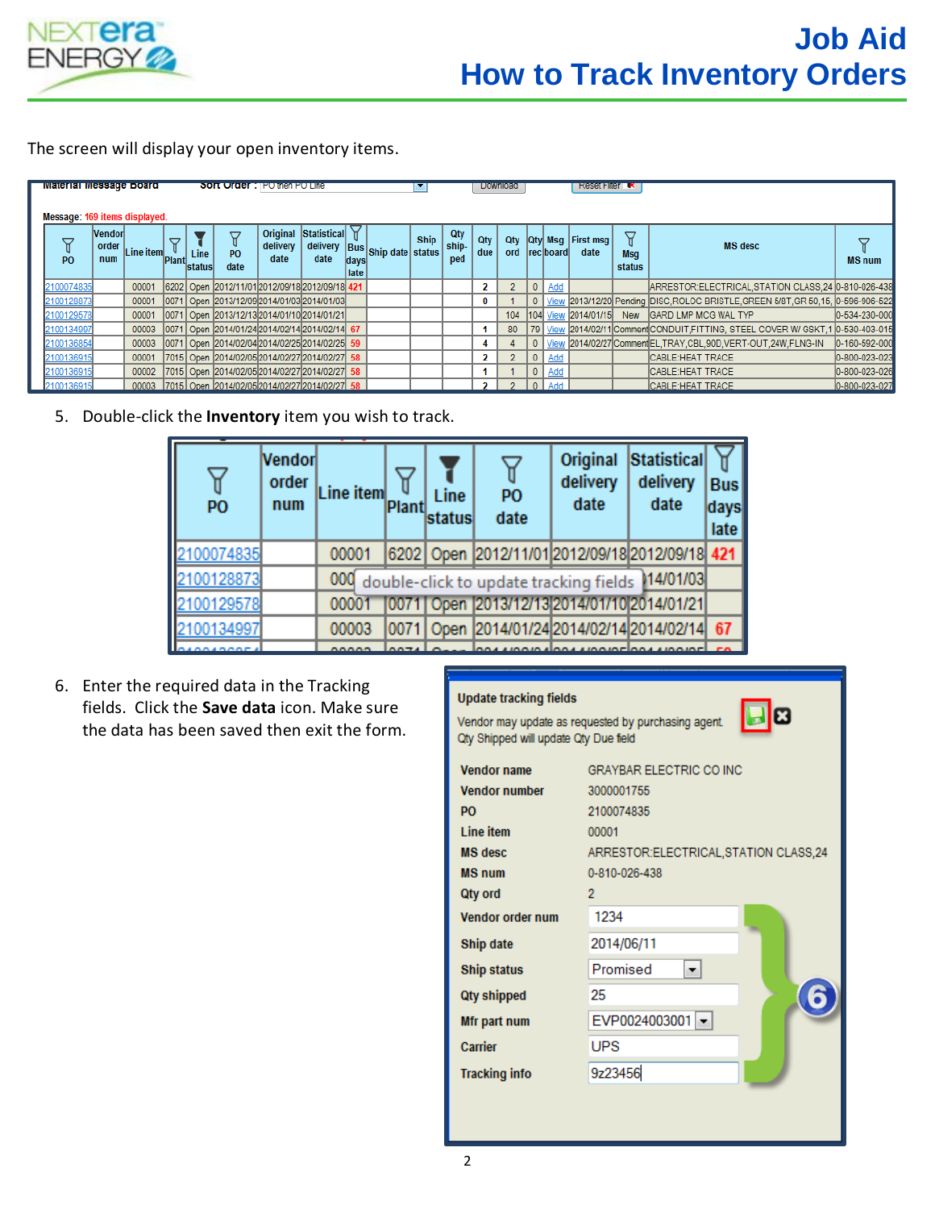The screen will display your open inventory items.

**Material Message Board** Sort Order: PO then PO Line | Download | Reset Filter

Message: 169 items displayed.

| PO | Vendor order num | Line item | Plant | Line status | PO date | Original delivery date | Statistical delivery date | Bus days late | Ship date | Ship status | Qty shipped | Qty due | Qty ord | Qty rec | Msg board | First msg date | Msg status | MS desc | MS num |
|---|---|---|---|---|---|---|---|---|---|---|---|---|---|---|---|---|---|---|---|
| 2100074835 | | 00001 | 6202 | Open | 2012/11/01 | 2012/09/18 | 2012/09/18 | 421 | | | | 2 | 2 | 0 | Add | | | ARRESTOR:ELECTRICAL,STATION CLASS,24 | 0-810-026-438 |
| 2100128873 | | 00001 | 0071 | Open | 2013/12/09 | 2014/01/03 | 2014/01/03 | | | | | 0 | 1 | 0 | View | 2013/12/20 | Pending | DISC,ROLOC BRISTLE,GREEN 5/8T,GR 50,15, | 0-596-906-522 |
| 2100129578 | | 00001 | 0071 | Open | 2013/12/13 | 2014/01/10 | 2014/01/21 | | | | | | 104 | 104 | View | 2014/01/15 | New | GARD LMP MCG WAL TYP | 0-534-230-000 |
| 2100134997 | | 00003 | 0071 | Open | 2014/01/24 | 2014/02/14 | 2014/02/14 | 67 | | | | 1 | 80 | 79 | View | 2014/02/11 | Comment | CONDUIT,FITTING, STEEL COVER W/ GSKT,1 | 0-530-403-015 |
| 2100136854 | | 00003 | 0071 | Open | 2014/02/04 | 2014/02/25 | 2014/02/25 | 59 | | | | 4 | 4 | 0 | View | 2014/02/27 | Comment | EL,TRAY,CBL,90D,VERT-OUT,24W,FLNG-IN | 0-160-592-000 |
| 2100136915 | | 00001 | 7015 | Open | 2014/02/05 | 2014/02/27 | 2014/02/27 | 58 | | | | 2 | 2 | 0 | Add | | | CABLE:HEAT TRACE | 0-800-023-023 |
| 2100136915 | | 00002 | 7015 | Open | 2014/02/05 | 2014/02/27 | 2014/02/27 | 58 | | | | 1 | 1 | 0 | Add | | | CABLE:HEAT TRACE | 0-800-023-026 |
| 2100136915 | | 00003 | 7015 | Open | 2014/02/05 | 2014/02/27 | 2014/02/27 | 58 | | | | 2 | 2 | 0 | Add | | | CABLE:HEAT TRACE | 0-800-023-027 |

5. Double-click the **Inventory** item you wish to track.

| PO | Vendor order num | Line item | Plant | Line status | PO date | Original delivery date | Statistical delivery date | Bus days late |
|---|---|---|---|---|---|---|---|---|
| 2100074835 | | 00001 | 6202 | Open | 2012/11/01 | 2012/09/18 | 2012/09/18 | 421 |
| 2100128873 | | 000 | double-click to update tracking fields | | | | 14/01/03 | |
| 2100129578 | | 00001 | 0071 | Open | 2013/12/13 | 2014/01/10 | 2014/01/21 | |
| 2100134997 | | 00003 | 0071 | Open | 2014/01/24 | 2014/02/14 | 2014/02/14 | 67 |

6. Enter the required data in the Tracking fields. Click the **Save data** icon. Make sure the data has been saved then exit the form.

**Update tracking fields**

Vendor may update as requested by purchasing agent.
Qty Shipped will update Qty Due field

| | |
|---|---|
| **Vendor name** | GRAYBAR ELECTRIC CO INC |
| **Vendor number** | 3000001755 |
| **PO** | 2100074835 |
| **Line item** | 00001 |
| **MS desc** | ARRESTOR:ELECTRICAL,STATION CLASS,24 |
| **MS num** | 0-810-026-438 |
| **Qty ord** | 2 |
| **Vendor order num** | 1234 |
| **Ship date** | 2014/06/11 |
| **Ship status** | Promised |
| **Qty shipped** | 25 |
| **Mfr part num** | EVP0024003001 |
| **Carrier** | UPS |
| **Tracking info** | 9z23456 |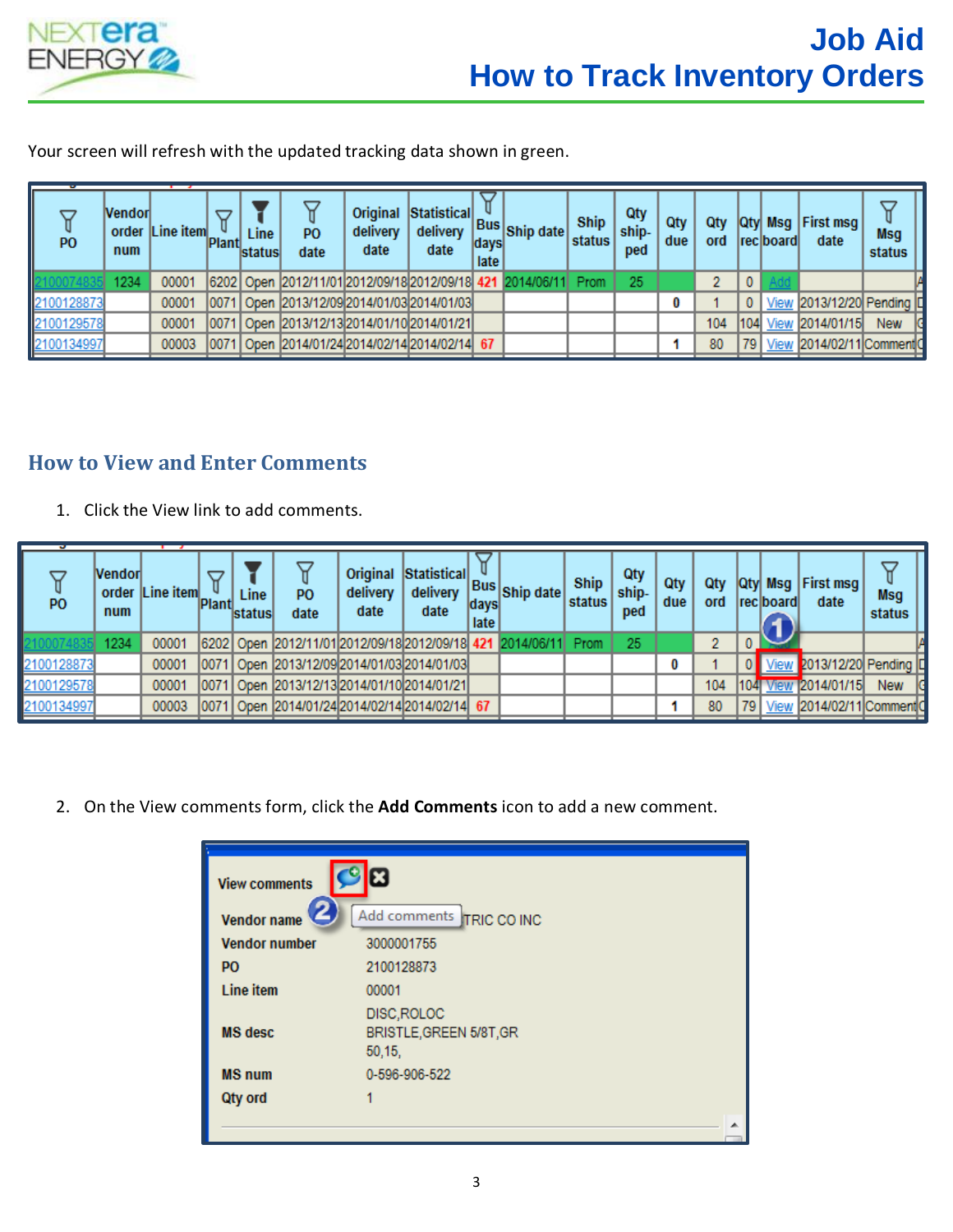Your screen will refresh with the updated tracking data shown in green.

| PO | Vendor order num | Line item | Plant | Line status | PO date | Original delivery date | Statistical delivery date | Bus days late | Ship date | Ship status | Qty ship-ped | Qty due | Qty ord | Qty rec | Msg board | First msg date | Msg status |
|---|---|---|---|---|---|---|---|---|---|---|---|---|---|---|---|---|---|
| 2100074835 | 1234 | 00001 | 6202 | Open | 2012/11/01 | 2012/09/18 | 2012/09/18 | 421 | 2014/06/11 | Prom | 25 | | 2 | 0 | Add | | |
| 2100128873 | | 00001 | 0071 | Open | 2013/12/09 | 2014/01/03 | 2014/01/03 | | | | | 0 | 1 | 0 | View | 2013/12/20 | Pending |
| 2100129578 | | 00001 | 0071 | Open | 2013/12/13 | 2014/01/10 | 2014/01/21 | | | | | | 104 | 104 | View | 2014/01/15 | New |
| 2100134997 | | 00003 | 0071 | Open | 2014/01/24 | 2014/02/14 | 2014/02/14 | 67 | | | | 1 | 80 | 79 | View | 2014/02/11 | Comment |

## How to View and Enter Comments

1. Click the View link to add comments.

| PO | Vendor order num | Line item | Plant | Line status | PO date | Original delivery date | Statistical delivery date | Bus days late | Ship date | Ship status | Qty ship-ped | Qty due | Qty ord | Qty rec | Msg board | First msg date | Msg status |
|---|---|---|---|---|---|---|---|---|---|---|---|---|---|---|---|---|---|
| 2100074835 | 1234 | 00001 | 6202 | Open | 2012/11/01 | 2012/09/18 | 2012/09/18 | 421 | 2014/06/11 | Prom | 25 | | 2 | 0 | Add | | |
| 2100128873 | | 00001 | 0071 | Open | 2013/12/09 | 2014/01/03 | 2014/01/03 | | | | | 0 | 1 | 0 | View | 2013/12/20 | Pending |
| 2100129578 | | 00001 | 0071 | Open | 2013/12/13 | 2014/01/10 | 2014/01/21 | | | | | | 104 | 104 | View | 2014/01/15 | New |
| 2100134997 | | 00003 | 0071 | Open | 2014/01/24 | 2014/02/14 | 2014/02/14 | 67 | | | | 1 | 80 | 79 | View | 2014/02/11 | Comment |

2. On the View comments form, click the **Add Comments** icon to add a new comment.

**View comments**

Add comments

| | |
|---|---|
| Vendor name | ...TRIC CO INC |
| Vendor number | 3000001755 |
| PO | 2100128873 |
| Line item | 00001 |
| MS desc | DISC,ROLOC BRISTLE,GREEN 5/8T,GR 50,15, |
| MS num | 0-596-906-522 |
| Qty ord | 1 |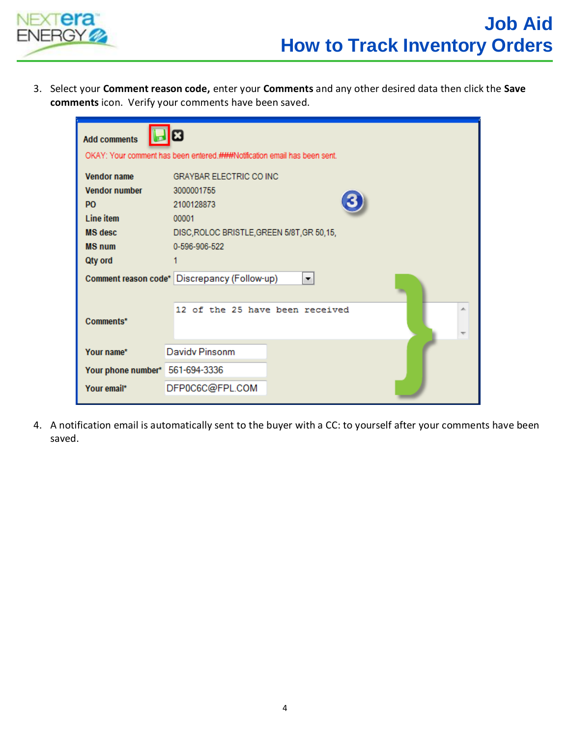3. Select your **Comment reason code,** enter your **Comments** and any other desired data then click the **Save comments** icon. Verify your comments have been saved.

Add comments

OKAY: Your comment has been entered.###Notification email has been sent.

| | |
|---|---|
| Vendor name | GRAYBAR ELECTRIC CO INC |
| Vendor number | 3000001755 |
| PO | 2100128873 |
| Line item | 00001 |
| MS desc | DISC,ROLOC BRISTLE,GREEN 5/8T,GR 50,15, |
| MS num | 0-596-906-522 |
| Qty ord | 1 |
| Comment reason code* | Discrepancy (Follow-up) |
| Comments* | 12 of the 25 have been received |
| Your name* | Davidv Pinsonm |
| Your phone number* | 561-694-3336 |
| Your email* | DFP0C6C@FPL.COM |

4. A notification email is automatically sent to the buyer with a CC: to yourself after your comments have been saved.